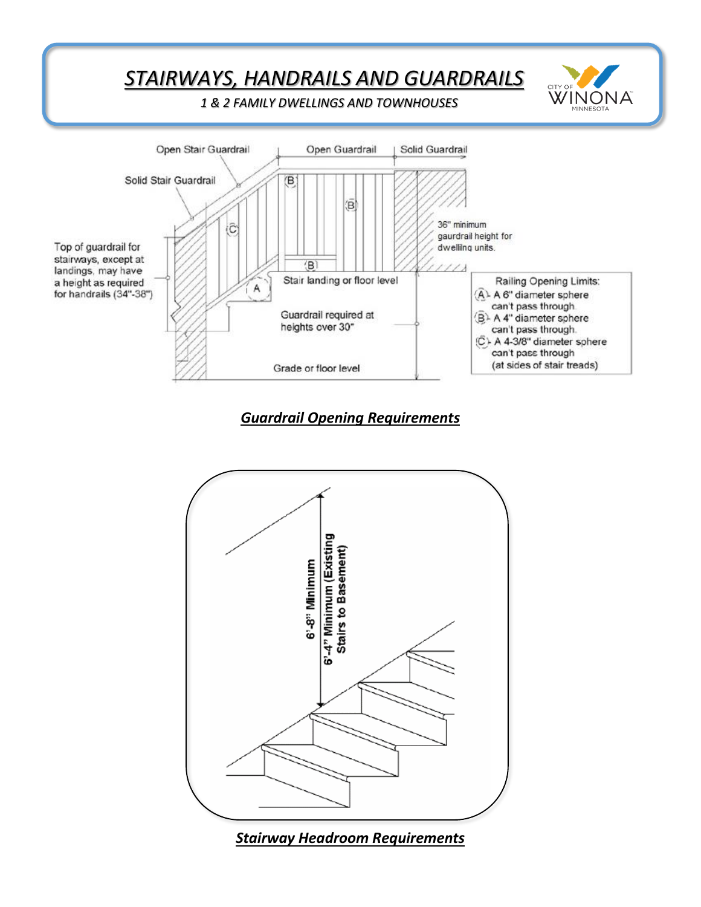# STAIRWAYS, HANDRAILS AND GUARDRAILS

*1 & 2 FAMILY DWELLINGS AND TOWNHOUSES*

Open Stair Guardrail

Open Guardrail

Solid Guardrail

Solid Stair Guardrail

Top of guardrail for stairways, except at landings, may have a height as required for handrails (34"-38")

36" minimum gaurdrail height for dwelling units.

Stair landing or floor level

Guardrail required at heights over 30"

Grade or floor level

Railing Opening Limits:
- (A) A 6" diameter sphere can't pass through.
- (B) A 4" diameter sphere can't pass through.
- (C) A 4-3/8" diameter sphere can't pass through (at sides of stair treads)

***Guardrail Opening Requirements***

6'-8" Minimum

6'-4" Minimum (Existing Stairs to Basement)

***Stairway Headroom Requirements***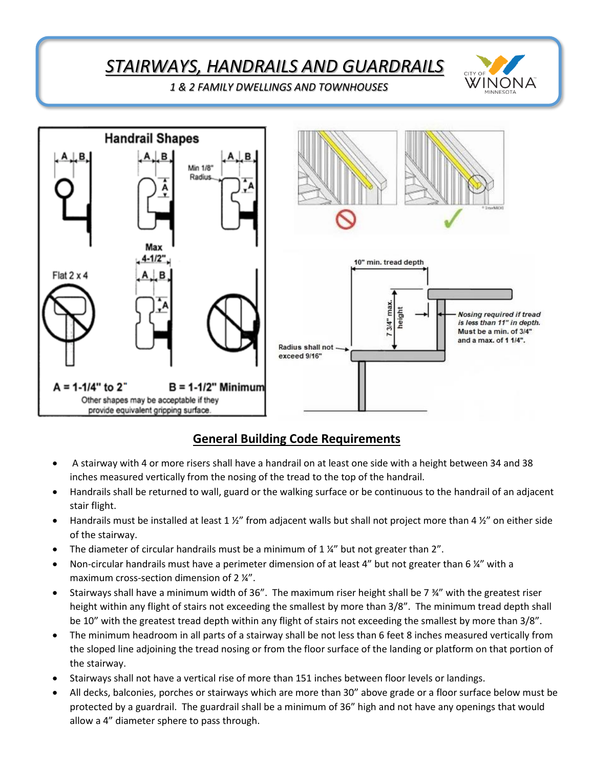# STAIRWAYS, HANDRAILS AND GUARDRAILS

*1 & 2 FAMILY DWELLINGS AND TOWNHOUSES*

Handrail Shapes

Min 1/8" Radius

Max 4-1/2"

Flat 2 x 4

A = 1-1/4" to 2"

B = 1-1/2" Minimum

Other shapes may be acceptable if they provide equivalent gripping surface.

10" min. tread depth

7 3/4" max. height

Nosing required if tread is less than 11" in depth. Must be a min. of 3/4" and a max. of 1 1/4".

Radius shall not exceed 9/16"

## General Building Code Requirements

- A stairway with 4 or more risers shall have a handrail on at least one side with a height between 34 and 38 inches measured vertically from the nosing of the tread to the top of the handrail.
- Handrails shall be returned to wall, guard or the walking surface or be continuous to the handrail of an adjacent stair flight.
- Handrails must be installed at least 1 ½" from adjacent walls but shall not project more than 4 ½" on either side of the stairway.
- The diameter of circular handrails must be a minimum of 1 ¼" but not greater than 2".
- Non-circular handrails must have a perimeter dimension of at least 4" but not greater than 6 ¼" with a maximum cross-section dimension of 2 ¼".
- Stairways shall have a minimum width of 36". The maximum riser height shall be 7 ¾" with the greatest riser height within any flight of stairs not exceeding the smallest by more than 3/8". The minimum tread depth shall be 10" with the greatest tread depth within any flight of stairs not exceeding the smallest by more than 3/8".
- The minimum headroom in all parts of a stairway shall be not less than 6 feet 8 inches measured vertically from the sloped line adjoining the tread nosing or from the floor surface of the landing or platform on that portion of the stairway.
- Stairways shall not have a vertical rise of more than 151 inches between floor levels or landings.
- All decks, balconies, porches or stairways which are more than 30" above grade or a floor surface below must be protected by a guardrail. The guardrail shall be a minimum of 36" high and not have any openings that would allow a 4" diameter sphere to pass through.